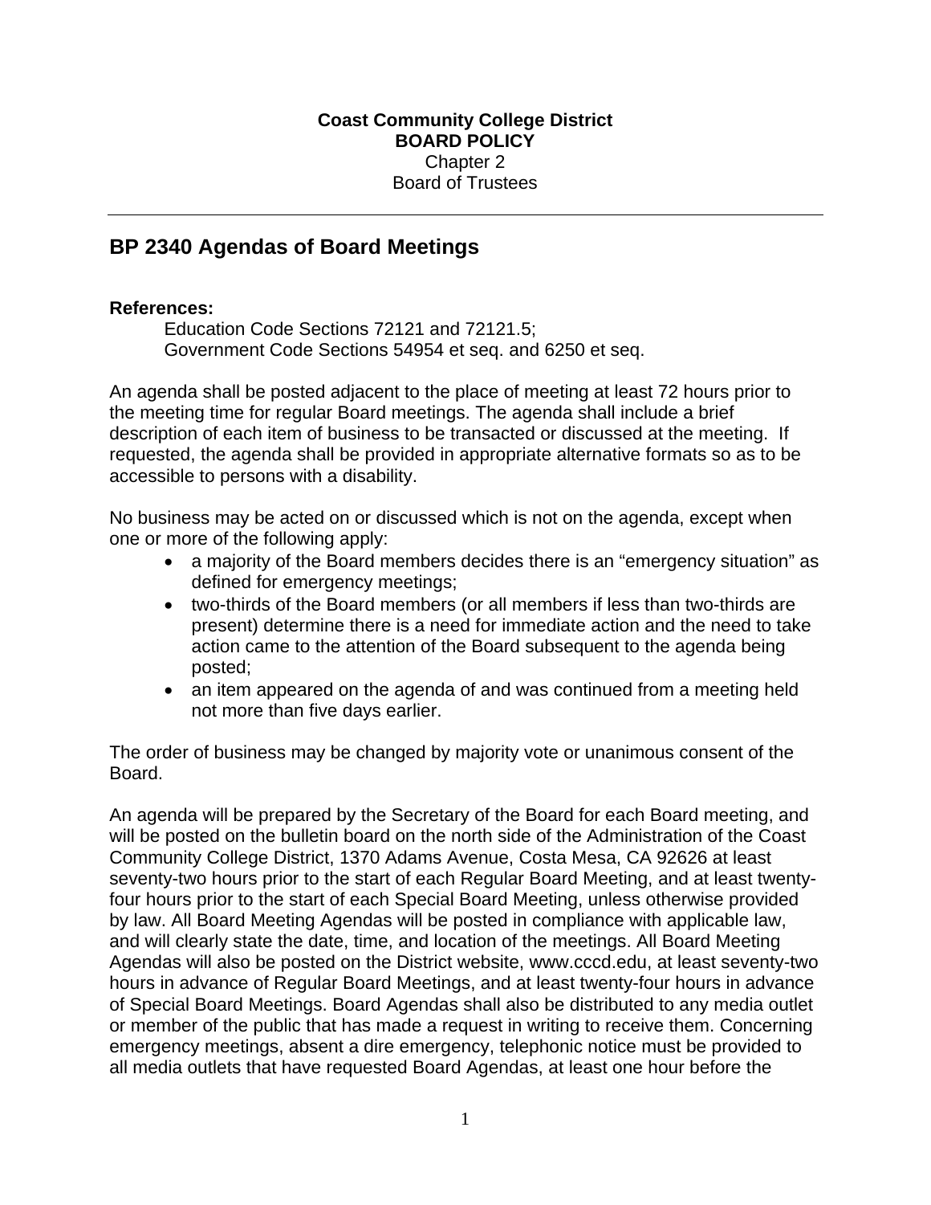**Coast Community College District**
**BOARD POLICY**
Chapter 2
Board of Trustees

## BP 2340 Agendas of Board Meetings

**References:**

Education Code Sections 72121 and 72121.5;
Government Code Sections 54954 et seq. and 6250 et seq.

An agenda shall be posted adjacent to the place of meeting at least 72 hours prior to the meeting time for regular Board meetings. The agenda shall include a brief description of each item of business to be transacted or discussed at the meeting. If requested, the agenda shall be provided in appropriate alternative formats so as to be accessible to persons with a disability.

No business may be acted on or discussed which is not on the agenda, except when one or more of the following apply:

- a majority of the Board members decides there is an "emergency situation" as defined for emergency meetings;
- two-thirds of the Board members (or all members if less than two-thirds are present) determine there is a need for immediate action and the need to take action came to the attention of the Board subsequent to the agenda being posted;
- an item appeared on the agenda of and was continued from a meeting held not more than five days earlier.

The order of business may be changed by majority vote or unanimous consent of the Board.

An agenda will be prepared by the Secretary of the Board for each Board meeting, and will be posted on the bulletin board on the north side of the Administration of the Coast Community College District, 1370 Adams Avenue, Costa Mesa, CA 92626 at least seventy-two hours prior to the start of each Regular Board Meeting, and at least twenty-four hours prior to the start of each Special Board Meeting, unless otherwise provided by law. All Board Meeting Agendas will be posted in compliance with applicable law, and will clearly state the date, time, and location of the meetings. All Board Meeting Agendas will also be posted on the District website, www.cccd.edu, at least seventy-two hours in advance of Regular Board Meetings, and at least twenty-four hours in advance of Special Board Meetings. Board Agendas shall also be distributed to any media outlet or member of the public that has made a request in writing to receive them. Concerning emergency meetings, absent a dire emergency, telephonic notice must be provided to all media outlets that have requested Board Agendas, at least one hour before the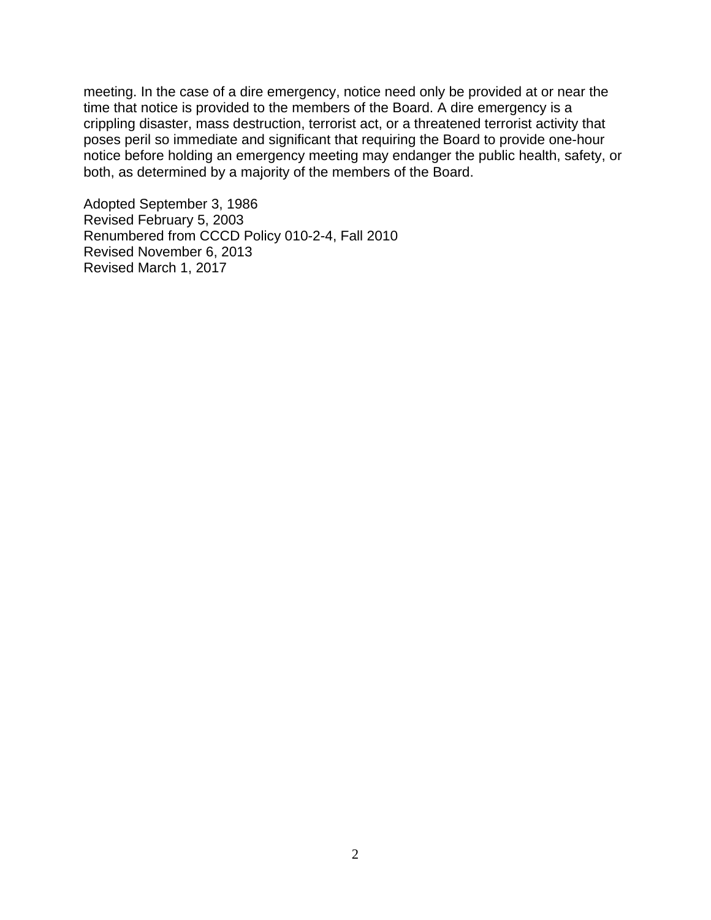meeting. In the case of a dire emergency, notice need only be provided at or near the time that notice is provided to the members of the Board. A dire emergency is a crippling disaster, mass destruction, terrorist act, or a threatened terrorist activity that poses peril so immediate and significant that requiring the Board to provide one-hour notice before holding an emergency meeting may endanger the public health, safety, or both, as determined by a majority of the members of the Board.

Adopted September 3, 1986
Revised February 5, 2003
Renumbered from CCCD Policy 010-2-4, Fall 2010
Revised November 6, 2013
Revised March 1, 2017